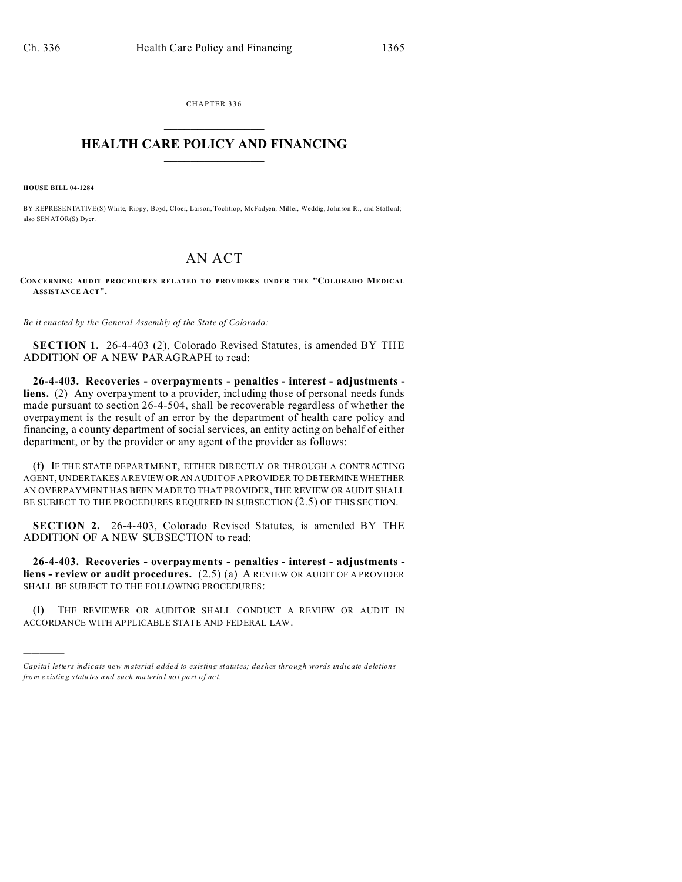CHAPTER 336

# HEALTH CARE POLICY AND FINANCING

**HOUSE BILL 04-1284**

BY REPRESENTATIVE(S) White, Rippy, Boyd, Cloer, Larson, Tochtrop, McFadyen, Miller, Weddig, Johnson R., and Stafford; also SENATOR(S) Dyer.

# AN ACT

**CONCERNING AUDIT PROCEDURES RELATED TO PROVIDERS UNDER THE "COLORADO MEDICAL ASSISTANCE ACT".**

*Be it enacted by the General Assembly of the State of Colorado:*

**SECTION 1.** 26-4-403 (2), Colorado Revised Statutes, is amended BY THE ADDITION OF A NEW PARAGRAPH to read:

**26-4-403. Recoveries - overpayments - penalties - interest - adjustments - liens.** (2) Any overpayment to a provider, including those of personal needs funds made pursuant to section 26-4-504, shall be recoverable regardless of whether the overpayment is the result of an error by the department of health care policy and financing, a county department of social services, an entity acting on behalf of either department, or by the provider or any agent of the provider as follows:

(f) IF THE STATE DEPARTMENT, EITHER DIRECTLY OR THROUGH A CONTRACTING AGENT, UNDERTAKES A REVIEW OR AN AUDIT OF A PROVIDER TO DETERMINE WHETHER AN OVERPAYMENT HAS BEEN MADE TO THAT PROVIDER, THE REVIEW OR AUDIT SHALL BE SUBJECT TO THE PROCEDURES REQUIRED IN SUBSECTION (2.5) OF THIS SECTION.

**SECTION 2.** 26-4-403, Colorado Revised Statutes, is amended BY THE ADDITION OF A NEW SUBSECTION to read:

**26-4-403. Recoveries - overpayments - penalties - interest - adjustments - liens - review or audit procedures.** (2.5) (a) A REVIEW OR AUDIT OF A PROVIDER SHALL BE SUBJECT TO THE FOLLOWING PROCEDURES:

(I) THE REVIEWER OR AUDITOR SHALL CONDUCT A REVIEW OR AUDIT IN ACCORDANCE WITH APPLICABLE STATE AND FEDERAL LAW.

---

*Capital letters indicate new material added to existing statutes; dashes through words indicate deletions from existing statutes and such material not part of act.*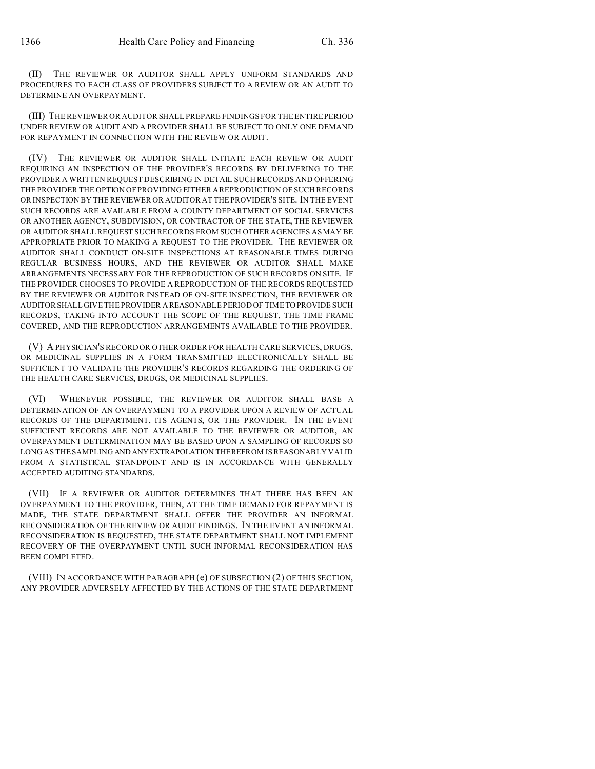(II) THE REVIEWER OR AUDITOR SHALL APPLY UNIFORM STANDARDS AND PROCEDURES TO EACH CLASS OF PROVIDERS SUBJECT TO A REVIEW OR AN AUDIT TO DETERMINE AN OVERPAYMENT.

(III) THE REVIEWER OR AUDITOR SHALL PREPARE FINDINGS FOR THE ENTIRE PERIOD UNDER REVIEW OR AUDIT AND A PROVIDER SHALL BE SUBJECT TO ONLY ONE DEMAND FOR REPAYMENT IN CONNECTION WITH THE REVIEW OR AUDIT.

(IV) THE REVIEWER OR AUDITOR SHALL INITIATE EACH REVIEW OR AUDIT REQUIRING AN INSPECTION OF THE PROVIDER'S RECORDS BY DELIVERING TO THE PROVIDER A WRITTEN REQUEST DESCRIBING IN DETAIL SUCH RECORDS AND OFFERING THE PROVIDER THE OPTION OF PROVIDING EITHER A REPRODUCTION OF SUCH RECORDS OR INSPECTION BY THE REVIEWER OR AUDITOR AT THE PROVIDER'S SITE. IN THE EVENT SUCH RECORDS ARE AVAILABLE FROM A COUNTY DEPARTMENT OF SOCIAL SERVICES OR ANOTHER AGENCY, SUBDIVISION, OR CONTRACTOR OF THE STATE, THE REVIEWER OR AUDITOR SHALL REQUEST SUCH RECORDS FROM SUCH OTHER AGENCIES AS MAY BE APPROPRIATE PRIOR TO MAKING A REQUEST TO THE PROVIDER. THE REVIEWER OR AUDITOR SHALL CONDUCT ON-SITE INSPECTIONS AT REASONABLE TIMES DURING REGULAR BUSINESS HOURS, AND THE REVIEWER OR AUDITOR SHALL MAKE ARRANGEMENTS NECESSARY FOR THE REPRODUCTION OF SUCH RECORDS ON SITE. IF THE PROVIDER CHOOSES TO PROVIDE A REPRODUCTION OF THE RECORDS REQUESTED BY THE REVIEWER OR AUDITOR INSTEAD OF ON-SITE INSPECTION, THE REVIEWER OR AUDITOR SHALL GIVE THE PROVIDER A REASONABLE PERIOD OF TIME TO PROVIDE SUCH RECORDS, TAKING INTO ACCOUNT THE SCOPE OF THE REQUEST, THE TIME FRAME COVERED, AND THE REPRODUCTION ARRANGEMENTS AVAILABLE TO THE PROVIDER.

(V) A PHYSICIAN'S RECORD OR OTHER ORDER FOR HEALTH CARE SERVICES, DRUGS, OR MEDICINAL SUPPLIES IN A FORM TRANSMITTED ELECTRONICALLY SHALL BE SUFFICIENT TO VALIDATE THE PROVIDER'S RECORDS REGARDING THE ORDERING OF THE HEALTH CARE SERVICES, DRUGS, OR MEDICINAL SUPPLIES.

(VI) WHENEVER POSSIBLE, THE REVIEWER OR AUDITOR SHALL BASE A DETERMINATION OF AN OVERPAYMENT TO A PROVIDER UPON A REVIEW OF ACTUAL RECORDS OF THE DEPARTMENT, ITS AGENTS, OR THE PROVIDER. IN THE EVENT SUFFICIENT RECORDS ARE NOT AVAILABLE TO THE REVIEWER OR AUDITOR, AN OVERPAYMENT DETERMINATION MAY BE BASED UPON A SAMPLING OF RECORDS SO LONG AS THE SAMPLING AND ANY EXTRAPOLATION THEREFROM IS REASONABLY VALID FROM A STATISTICAL STANDPOINT AND IS IN ACCORDANCE WITH GENERALLY ACCEPTED AUDITING STANDARDS.

(VII) IF A REVIEWER OR AUDITOR DETERMINES THAT THERE HAS BEEN AN OVERPAYMENT TO THE PROVIDER, THEN, AT THE TIME DEMAND FOR REPAYMENT IS MADE, THE STATE DEPARTMENT SHALL OFFER THE PROVIDER AN INFORMAL RECONSIDERATION OF THE REVIEW OR AUDIT FINDINGS. IN THE EVENT AN INFORMAL RECONSIDERATION IS REQUESTED, THE STATE DEPARTMENT SHALL NOT IMPLEMENT RECOVERY OF THE OVERPAYMENT UNTIL SUCH INFORMAL RECONSIDERATION HAS BEEN COMPLETED.

(VIII) IN ACCORDANCE WITH PARAGRAPH (e) OF SUBSECTION (2) OF THIS SECTION, ANY PROVIDER ADVERSELY AFFECTED BY THE ACTIONS OF THE STATE DEPARTMENT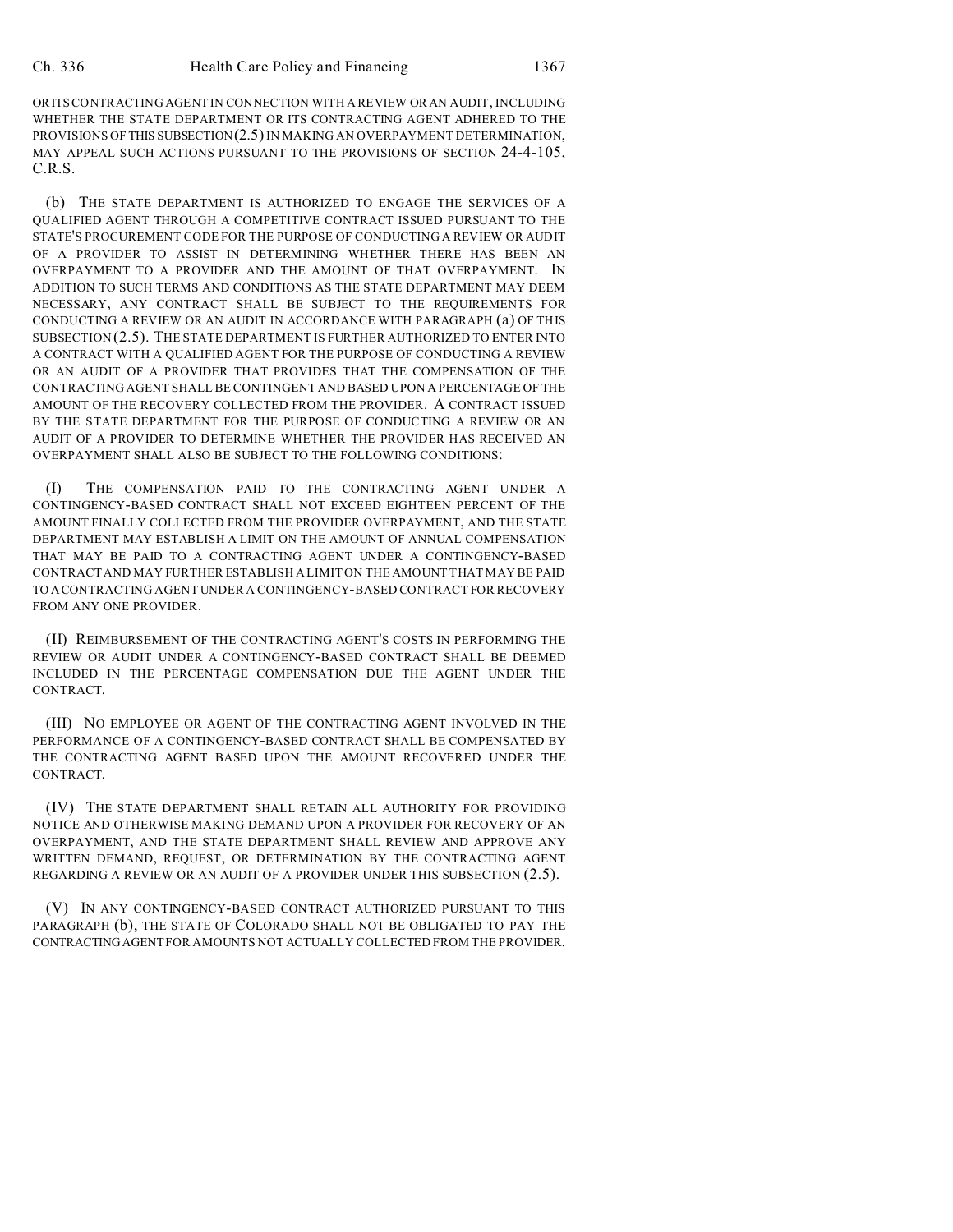OR ITS CONTRACTING AGENT IN CONNECTION WITH A REVIEW OR AN AUDIT, INCLUDING WHETHER THE STATE DEPARTMENT OR ITS CONTRACTING AGENT ADHERED TO THE PROVISIONS OF THIS SUBSECTION (2.5) IN MAKING AN OVERPAYMENT DETERMINATION, MAY APPEAL SUCH ACTIONS PURSUANT TO THE PROVISIONS OF SECTION 24-4-105, C.R.S.

(b) THE STATE DEPARTMENT IS AUTHORIZED TO ENGAGE THE SERVICES OF A QUALIFIED AGENT THROUGH A COMPETITIVE CONTRACT ISSUED PURSUANT TO THE STATE'S PROCUREMENT CODE FOR THE PURPOSE OF CONDUCTING A REVIEW OR AUDIT OF A PROVIDER TO ASSIST IN DETERMINING WHETHER THERE HAS BEEN AN OVERPAYMENT TO A PROVIDER AND THE AMOUNT OF THAT OVERPAYMENT. IN ADDITION TO SUCH TERMS AND CONDITIONS AS THE STATE DEPARTMENT MAY DEEM NECESSARY, ANY CONTRACT SHALL BE SUBJECT TO THE REQUIREMENTS FOR CONDUCTING A REVIEW OR AN AUDIT IN ACCORDANCE WITH PARAGRAPH (a) OF THIS SUBSECTION (2.5). THE STATE DEPARTMENT IS FURTHER AUTHORIZED TO ENTER INTO A CONTRACT WITH A QUALIFIED AGENT FOR THE PURPOSE OF CONDUCTING A REVIEW OR AN AUDIT OF A PROVIDER THAT PROVIDES THAT THE COMPENSATION OF THE CONTRACTING AGENT SHALL BE CONTINGENT AND BASED UPON A PERCENTAGE OF THE AMOUNT OF THE RECOVERY COLLECTED FROM THE PROVIDER. A CONTRACT ISSUED BY THE STATE DEPARTMENT FOR THE PURPOSE OF CONDUCTING A REVIEW OR AN AUDIT OF A PROVIDER TO DETERMINE WHETHER THE PROVIDER HAS RECEIVED AN OVERPAYMENT SHALL ALSO BE SUBJECT TO THE FOLLOWING CONDITIONS:

(I) THE COMPENSATION PAID TO THE CONTRACTING AGENT UNDER A CONTINGENCY-BASED CONTRACT SHALL NOT EXCEED EIGHTEEN PERCENT OF THE AMOUNT FINALLY COLLECTED FROM THE PROVIDER OVERPAYMENT, AND THE STATE DEPARTMENT MAY ESTABLISH A LIMIT ON THE AMOUNT OF ANNUAL COMPENSATION THAT MAY BE PAID TO A CONTRACTING AGENT UNDER A CONTINGENCY-BASED CONTRACT AND MAY FURTHER ESTABLISH A LIMIT ON THE AMOUNT THAT MAY BE PAID TO A CONTRACTING AGENT UNDER A CONTINGENCY-BASED CONTRACT FOR RECOVERY FROM ANY ONE PROVIDER.

(II) REIMBURSEMENT OF THE CONTRACTING AGENT'S COSTS IN PERFORMING THE REVIEW OR AUDIT UNDER A CONTINGENCY-BASED CONTRACT SHALL BE DEEMED INCLUDED IN THE PERCENTAGE COMPENSATION DUE THE AGENT UNDER THE CONTRACT.

(III) NO EMPLOYEE OR AGENT OF THE CONTRACTING AGENT INVOLVED IN THE PERFORMANCE OF A CONTINGENCY-BASED CONTRACT SHALL BE COMPENSATED BY THE CONTRACTING AGENT BASED UPON THE AMOUNT RECOVERED UNDER THE CONTRACT.

(IV) THE STATE DEPARTMENT SHALL RETAIN ALL AUTHORITY FOR PROVIDING NOTICE AND OTHERWISE MAKING DEMAND UPON A PROVIDER FOR RECOVERY OF AN OVERPAYMENT, AND THE STATE DEPARTMENT SHALL REVIEW AND APPROVE ANY WRITTEN DEMAND, REQUEST, OR DETERMINATION BY THE CONTRACTING AGENT REGARDING A REVIEW OR AN AUDIT OF A PROVIDER UNDER THIS SUBSECTION (2.5).

(V) IN ANY CONTINGENCY-BASED CONTRACT AUTHORIZED PURSUANT TO THIS PARAGRAPH (b), THE STATE OF COLORADO SHALL NOT BE OBLIGATED TO PAY THE CONTRACTING AGENT FOR AMOUNTS NOT ACTUALLY COLLECTED FROM THE PROVIDER.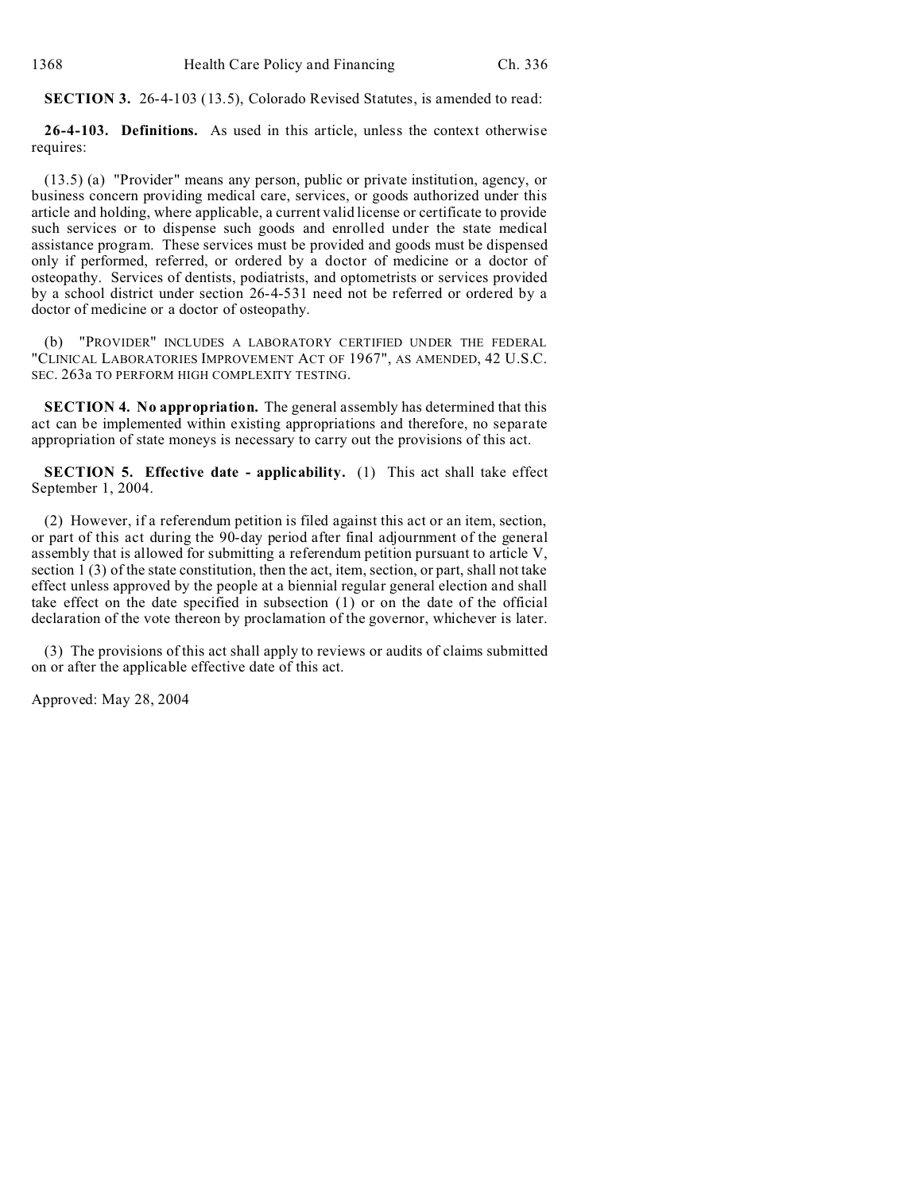**SECTION 3.** 26-4-103 (13.5), Colorado Revised Statutes, is amended to read:

**26-4-103. Definitions.** As used in this article, unless the context otherwise requires:

(13.5) (a) "Provider" means any person, public or private institution, agency, or business concern providing medical care, services, or goods authorized under this article and holding, where applicable, a current valid license or certificate to provide such services or to dispense such goods and enrolled under the state medical assistance program. These services must be provided and goods must be dispensed only if performed, referred, or ordered by a doctor of medicine or a doctor of osteopathy. Services of dentists, podiatrists, and optometrists or services provided by a school district under section 26-4-531 need not be referred or ordered by a doctor of medicine or a doctor of osteopathy.

(b) "PROVIDER" INCLUDES A LABORATORY CERTIFIED UNDER THE FEDERAL "CLINICAL LABORATORIES IMPROVEMENT ACT OF 1967", AS AMENDED, 42 U.S.C. SEC. 263a TO PERFORM HIGH COMPLEXITY TESTING.

**SECTION 4. No appropriation.** The general assembly has determined that this act can be implemented within existing appropriations and therefore, no separate appropriation of state moneys is necessary to carry out the provisions of this act.

**SECTION 5. Effective date - applicability.** (1) This act shall take effect September 1, 2004.

(2) However, if a referendum petition is filed against this act or an item, section, or part of this act during the 90-day period after final adjournment of the general assembly that is allowed for submitting a referendum petition pursuant to article V, section 1 (3) of the state constitution, then the act, item, section, or part, shall not take effect unless approved by the people at a biennial regular general election and shall take effect on the date specified in subsection (1) or on the date of the official declaration of the vote thereon by proclamation of the governor, whichever is later.

(3) The provisions of this act shall apply to reviews or audits of claims submitted on or after the applicable effective date of this act.

Approved: May 28, 2004